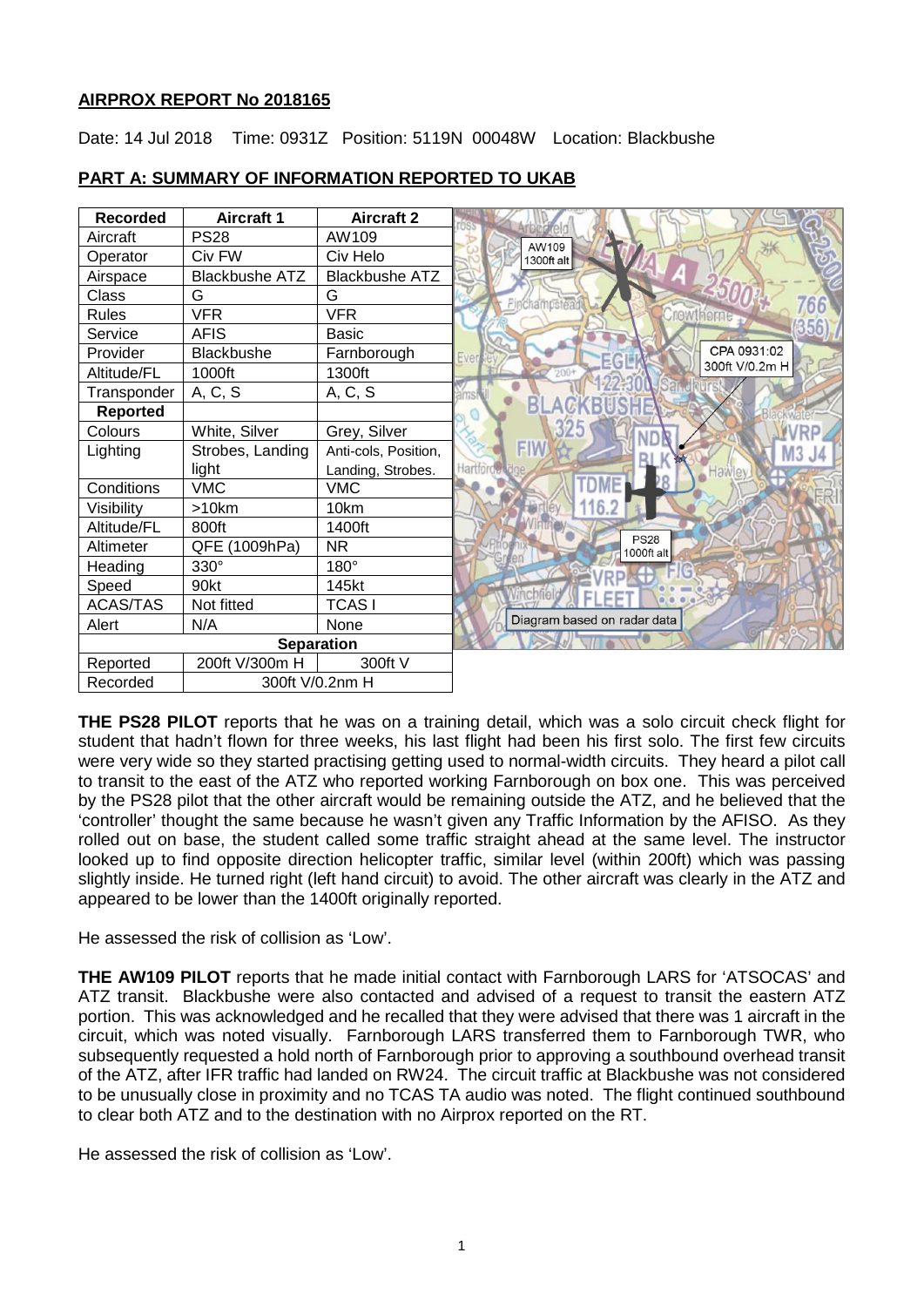**AIRPROX REPORT No 2018165**

Date: 14 Jul 2018 Time: 0931Z Position: 5119N 00048W Location: Blackbushe

**PART A: SUMMARY OF INFORMATION REPORTED TO UKAB**

| Recorded | Aircraft 1 | Aircraft 2 |
|---|---|---|
| Aircraft | PS28 | AW109 |
| Operator | Civ FW | Civ Helo |
| Airspace | Blackbushe ATZ | Blackbushe ATZ |
| Class | G | G |
| Rules | VFR | VFR |
| Service | AFIS | Basic |
| Provider | Blackbushe | Farnborough |
| Altitude/FL | 1000ft | 1300ft |
| Transponder | A, C, S | A, C, S |
| **Reported** | | |
| Colours | White, Silver | Grey, Silver |
| Lighting | Strobes, Landing light | Anti-cols, Position, Landing, Strobes. |
| Conditions | VMC | VMC |
| Visibility | >10km | 10km |
| Altitude/FL | 800ft | 1400ft |
| Altimeter | QFE (1009hPa) | NR |
| Heading | 330° | 180° |
| Speed | 90kt | 145kt |
| ACAS/TAS | Not fitted | TCAS I |
| Alert | N/A | None |
| **Separation** | | |
| Reported | 200ft V/300m H | 300ft V |
| Recorded | 300ft V/0.2nm H | |

Diagram based on radar data (AW109 1300ft alt; PS28 1000ft alt; CPA 0931:02 300ft V/0.2m H)

**THE PS28 PILOT** reports that he was on a training detail, which was a solo circuit check flight for student that hadn't flown for three weeks, his last flight had been his first solo. The first few circuits were very wide so they started practising getting used to normal-width circuits. They heard a pilot call to transit to the east of the ATZ who reported working Farnborough on box one. This was perceived by the PS28 pilot that the other aircraft would be remaining outside the ATZ, and he believed that the 'controller' thought the same because he wasn't given any Traffic Information by the AFISO. As they rolled out on base, the student called some traffic straight ahead at the same level. The instructor looked up to find opposite direction helicopter traffic, similar level (within 200ft) which was passing slightly inside. He turned right (left hand circuit) to avoid. The other aircraft was clearly in the ATZ and appeared to be lower than the 1400ft originally reported.

He assessed the risk of collision as 'Low'.

**THE AW109 PILOT** reports that he made initial contact with Farnborough LARS for 'ATSOCAS' and ATZ transit. Blackbushe were also contacted and advised of a request to transit the eastern ATZ portion. This was acknowledged and he recalled that they were advised that there was 1 aircraft in the circuit, which was noted visually. Farnborough LARS transferred them to Farnborough TWR, who subsequently requested a hold north of Farnborough prior to approving a southbound overhead transit of the ATZ, after IFR traffic had landed on RW24. The circuit traffic at Blackbushe was not considered to be unusually close in proximity and no TCAS TA audio was noted. The flight continued southbound to clear both ATZ and to the destination with no Airprox reported on the RT.

He assessed the risk of collision as 'Low'.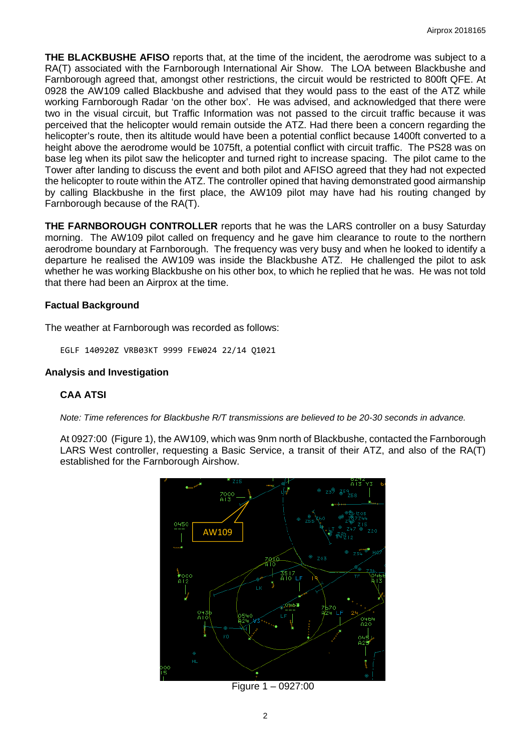**THE BLACKBUSHE AFISO** reports that, at the time of the incident, the aerodrome was subject to a RA(T) associated with the Farnborough International Air Show. The LOA between Blackbushe and Farnborough agreed that, amongst other restrictions, the circuit would be restricted to 800ft QFE. At 0928 the AW109 called Blackbushe and advised that they would pass to the east of the ATZ while working Farnborough Radar 'on the other box'. He was advised, and acknowledged that there were two in the visual circuit, but Traffic Information was not passed to the circuit traffic because it was perceived that the helicopter would remain outside the ATZ. Had there been a concern regarding the helicopter's route, then its altitude would have been a potential conflict because 1400ft converted to a height above the aerodrome would be 1075ft, a potential conflict with circuit traffic. The PS28 was on base leg when its pilot saw the helicopter and turned right to increase spacing. The pilot came to the Tower after landing to discuss the event and both pilot and AFISO agreed that they had not expected the helicopter to route within the ATZ. The controller opined that having demonstrated good airmanship by calling Blackbushe in the first place, the AW109 pilot may have had his routing changed by Farnborough because of the RA(T).

**THE FARNBOROUGH CONTROLLER** reports that he was the LARS controller on a busy Saturday morning. The AW109 pilot called on frequency and he gave him clearance to route to the northern aerodrome boundary at Farnborough. The frequency was very busy and when he looked to identify a departure he realised the AW109 was inside the Blackbushe ATZ. He challenged the pilot to ask whether he was working Blackbushe on his other box, to which he replied that he was. He was not told that there had been an Airprox at the time.

### Factual Background

The weather at Farnborough was recorded as follows:

```
EGLF 140920Z VRB03KT 9999 FEW024 22/14 Q1021
```

### Analysis and Investigation

#### CAA ATSI

*Note: Time references for Blackbushe R/T transmissions are believed to be 20-30 seconds in advance.*

At 0927:00 (Figure 1), the AW109, which was 9nm north of Blackbushe, contacted the Farnborough LARS West controller, requesting a Basic Service, a transit of their ATZ, and also of the RA(T) established for the Farnborough Airshow.

Figure 1 – 0927:00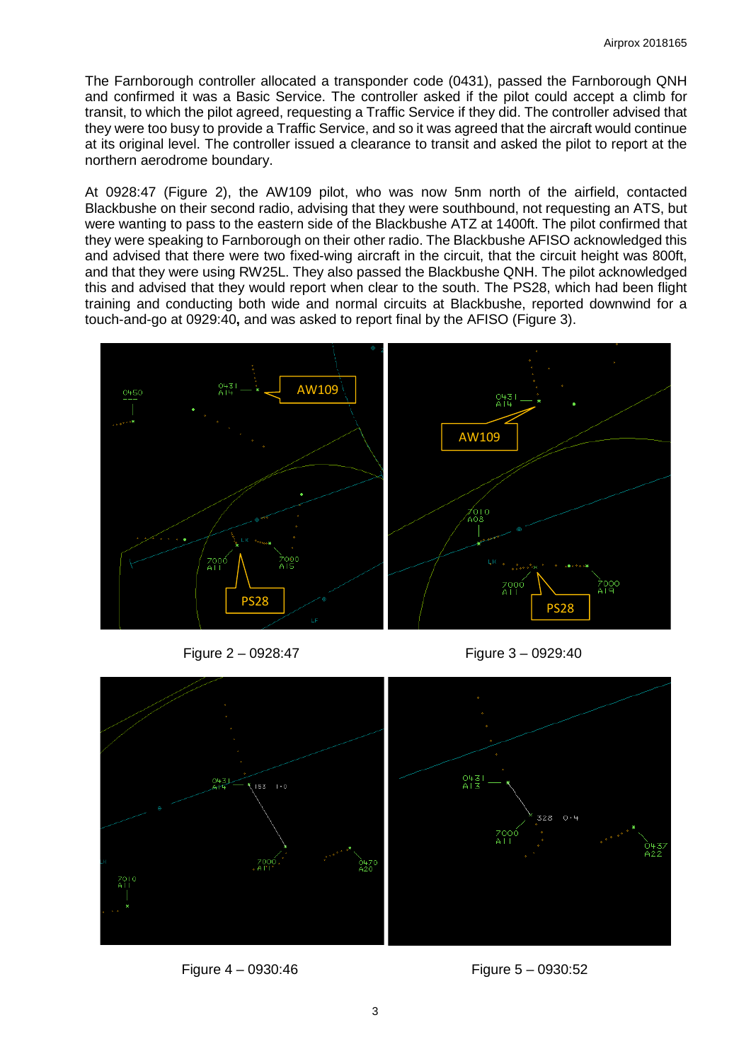The Farnborough controller allocated a transponder code (0431), passed the Farnborough QNH and confirmed it was a Basic Service. The controller asked if the pilot could accept a climb for transit, to which the pilot agreed, requesting a Traffic Service if they did. The controller advised that they were too busy to provide a Traffic Service, and so it was agreed that the aircraft would continue at its original level. The controller issued a clearance to transit and asked the pilot to report at the northern aerodrome boundary.

At 0928:47 (Figure 2), the AW109 pilot, who was now 5nm north of the airfield, contacted Blackbushe on their second radio, advising that they were southbound, not requesting an ATS, but were wanting to pass to the eastern side of the Blackbushe ATZ at 1400ft. The pilot confirmed that they were speaking to Farnborough on their other radio. The Blackbushe AFISO acknowledged this and advised that there were two fixed-wing aircraft in the circuit, that the circuit height was 800ft, and that they were using RW25L. They also passed the Blackbushe QNH. The pilot acknowledged this and advised that they would report when clear to the south. The PS28, which had been flight training and conducting both wide and normal circuits at Blackbushe, reported downwind for a touch-and-go at 0929:40**,** and was asked to report final by the AFISO (Figure 3).

Figure 2 – 0928:47

Figure 3 – 0929:40

Figure 4 – 0930:46

Figure 5 – 0930:52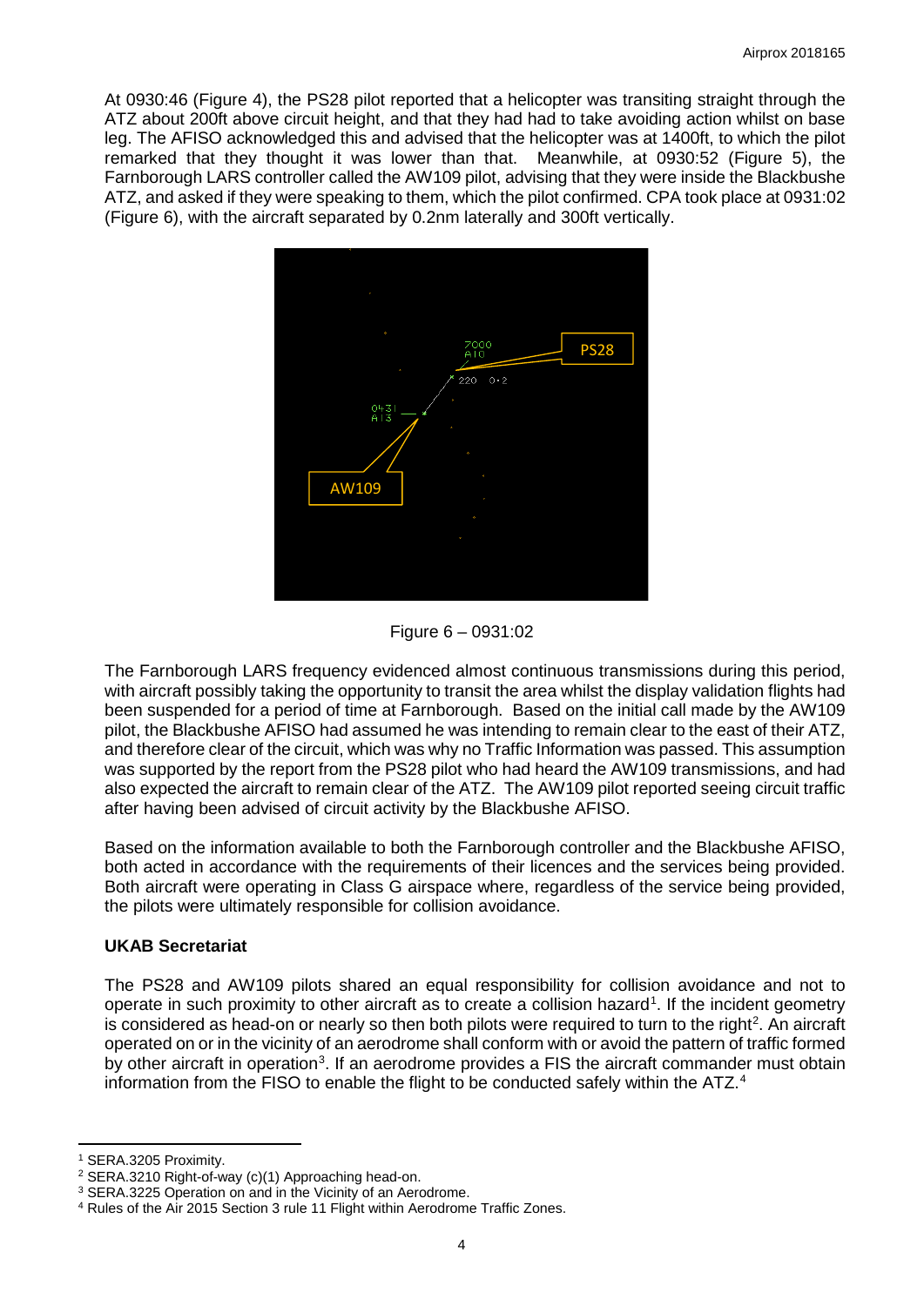At 0930:46 (Figure 4), the PS28 pilot reported that a helicopter was transiting straight through the ATZ about 200ft above circuit height, and that they had had to take avoiding action whilst on base leg. The AFISO acknowledged this and advised that the helicopter was at 1400ft, to which the pilot remarked that they thought it was lower than that. Meanwhile, at 0930:52 (Figure 5), the Farnborough LARS controller called the AW109 pilot, advising that they were inside the Blackbushe ATZ, and asked if they were speaking to them, which the pilot confirmed. CPA took place at 0931:02 (Figure 6), with the aircraft separated by 0.2nm laterally and 300ft vertically.

Figure 6 – 0931:02

The Farnborough LARS frequency evidenced almost continuous transmissions during this period, with aircraft possibly taking the opportunity to transit the area whilst the display validation flights had been suspended for a period of time at Farnborough. Based on the initial call made by the AW109 pilot, the Blackbushe AFISO had assumed he was intending to remain clear to the east of their ATZ, and therefore clear of the circuit, which was why no Traffic Information was passed. This assumption was supported by the report from the PS28 pilot who had heard the AW109 transmissions, and had also expected the aircraft to remain clear of the ATZ. The AW109 pilot reported seeing circuit traffic after having been advised of circuit activity by the Blackbushe AFISO.

Based on the information available to both the Farnborough controller and the Blackbushe AFISO, both acted in accordance with the requirements of their licences and the services being provided. Both aircraft were operating in Class G airspace where, regardless of the service being provided, the pilots were ultimately responsible for collision avoidance.

### UKAB Secretariat

The PS28 and AW109 pilots shared an equal responsibility for collision avoidance and not to operate in such proximity to other aircraft as to create a collision hazard[1]. If the incident geometry is considered as head-on or nearly so then both pilots were required to turn to the right[2]. An aircraft operated on or in the vicinity of an aerodrome shall conform with or avoid the pattern of traffic formed by other aircraft in operation[3]. If an aerodrome provides a FIS the aircraft commander must obtain information from the FISO to enable the flight to be conducted safely within the ATZ.[4]

---

[1] SERA.3205 Proximity.

[2] SERA.3210 Right-of-way (c)(1) Approaching head-on.

[3] SERA.3225 Operation on and in the Vicinity of an Aerodrome.

[4] Rules of the Air 2015 Section 3 rule 11 Flight within Aerodrome Traffic Zones.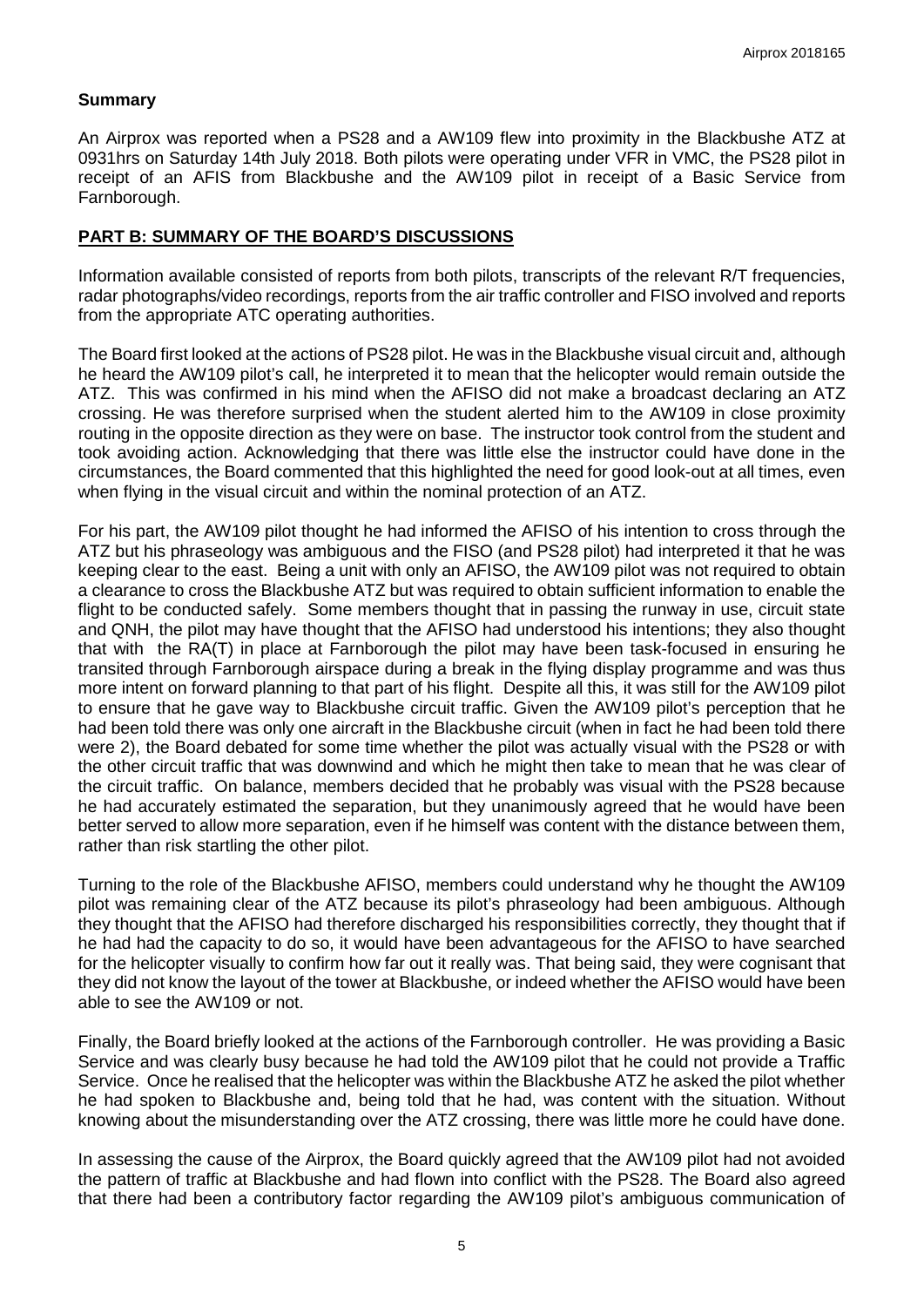## Summary

An Airprox was reported when a PS28 and a AW109 flew into proximity in the Blackbushe ATZ at 0931hrs on Saturday 14th July 2018. Both pilots were operating under VFR in VMC, the PS28 pilot in receipt of an AFIS from Blackbushe and the AW109 pilot in receipt of a Basic Service from Farnborough.

## PART B: SUMMARY OF THE BOARD'S DISCUSSIONS

Information available consisted of reports from both pilots, transcripts of the relevant R/T frequencies, radar photographs/video recordings, reports from the air traffic controller and FISO involved and reports from the appropriate ATC operating authorities.

The Board first looked at the actions of PS28 pilot. He was in the Blackbushe visual circuit and, although he heard the AW109 pilot's call, he interpreted it to mean that the helicopter would remain outside the ATZ. This was confirmed in his mind when the AFISO did not make a broadcast declaring an ATZ crossing. He was therefore surprised when the student alerted him to the AW109 in close proximity routing in the opposite direction as they were on base. The instructor took control from the student and took avoiding action. Acknowledging that there was little else the instructor could have done in the circumstances, the Board commented that this highlighted the need for good look-out at all times, even when flying in the visual circuit and within the nominal protection of an ATZ.

For his part, the AW109 pilot thought he had informed the AFISO of his intention to cross through the ATZ but his phraseology was ambiguous and the FISO (and PS28 pilot) had interpreted it that he was keeping clear to the east. Being a unit with only an AFISO, the AW109 pilot was not required to obtain a clearance to cross the Blackbushe ATZ but was required to obtain sufficient information to enable the flight to be conducted safely. Some members thought that in passing the runway in use, circuit state and QNH, the pilot may have thought that the AFISO had understood his intentions; they also thought that with the RA(T) in place at Farnborough the pilot may have been task-focused in ensuring he transited through Farnborough airspace during a break in the flying display programme and was thus more intent on forward planning to that part of his flight. Despite all this, it was still for the AW109 pilot to ensure that he gave way to Blackbushe circuit traffic. Given the AW109 pilot's perception that he had been told there was only one aircraft in the Blackbushe circuit (when in fact he had been told there were 2), the Board debated for some time whether the pilot was actually visual with the PS28 or with the other circuit traffic that was downwind and which he might then take to mean that he was clear of the circuit traffic. On balance, members decided that he probably was visual with the PS28 because he had accurately estimated the separation, but they unanimously agreed that he would have been better served to allow more separation, even if he himself was content with the distance between them, rather than risk startling the other pilot.

Turning to the role of the Blackbushe AFISO, members could understand why he thought the AW109 pilot was remaining clear of the ATZ because its pilot's phraseology had been ambiguous. Although they thought that the AFISO had therefore discharged his responsibilities correctly, they thought that if he had had the capacity to do so, it would have been advantageous for the AFISO to have searched for the helicopter visually to confirm how far out it really was. That being said, they were cognisant that they did not know the layout of the tower at Blackbushe, or indeed whether the AFISO would have been able to see the AW109 or not.

Finally, the Board briefly looked at the actions of the Farnborough controller. He was providing a Basic Service and was clearly busy because he had told the AW109 pilot that he could not provide a Traffic Service. Once he realised that the helicopter was within the Blackbushe ATZ he asked the pilot whether he had spoken to Blackbushe and, being told that he had, was content with the situation. Without knowing about the misunderstanding over the ATZ crossing, there was little more he could have done.

In assessing the cause of the Airprox, the Board quickly agreed that the AW109 pilot had not avoided the pattern of traffic at Blackbushe and had flown into conflict with the PS28. The Board also agreed that there had been a contributory factor regarding the AW109 pilot's ambiguous communication of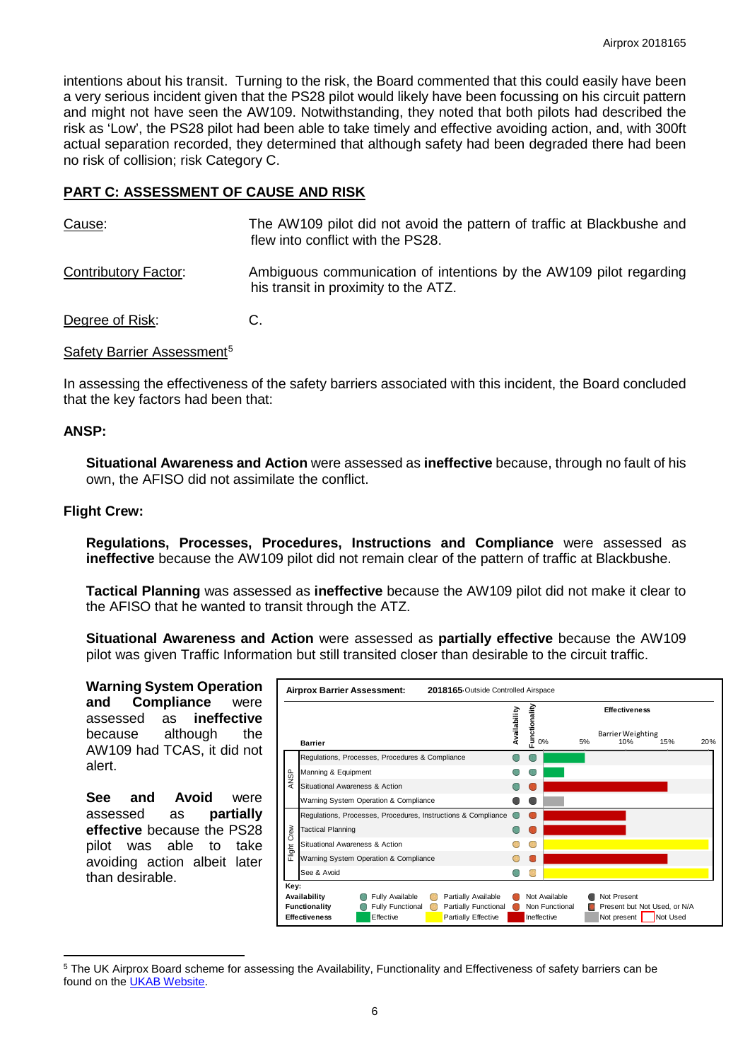intentions about his transit. Turning to the risk, the Board commented that this could easily have been a very serious incident given that the PS28 pilot would likely have been focussing on his circuit pattern and might not have seen the AW109. Notwithstanding, they noted that both pilots had described the risk as 'Low', the PS28 pilot had been able to take timely and effective avoiding action, and, with 300ft actual separation recorded, they determined that although safety had been degraded there had been no risk of collision; risk Category C.

## PART C: ASSESSMENT OF CAUSE AND RISK

Cause: The AW109 pilot did not avoid the pattern of traffic at Blackbushe and flew into conflict with the PS28.

Contributory Factor: Ambiguous communication of intentions by the AW109 pilot regarding his transit in proximity to the ATZ.

Degree of Risk: C.

Safety Barrier Assessment[5]

In assessing the effectiveness of the safety barriers associated with this incident, the Board concluded that the key factors had been that:

**ANSP:**

**Situational Awareness and Action** were assessed as **ineffective** because, through no fault of his own, the AFISO did not assimilate the conflict.

**Flight Crew:**

**Regulations, Processes, Procedures, Instructions and Compliance** were assessed as **ineffective** because the AW109 pilot did not remain clear of the pattern of traffic at Blackbushe.

**Tactical Planning** was assessed as **ineffective** because the AW109 pilot did not make it clear to the AFISO that he wanted to transit through the ATZ.

**Situational Awareness and Action** were assessed as **partially effective** because the AW109 pilot was given Traffic Information but still transited closer than desirable to the circuit traffic.

**Warning System Operation and Compliance** were assessed as **ineffective** because although the AW109 had TCAS, it did not alert.

**See and Avoid** were assessed as **partially effective** because the PS28 pilot was able to take avoiding action albeit later than desirable.

Airprox Barrier Assessment: 2018165 Outside Controlled Airspace

Barrier | Availability | Functionality | Effectiveness
Barrier Weighting 0% 5% 10% 15% 20%

ANSP
Regulations, Processes, Procedures & Compliance
Manning & Equipment
Situational Awareness & Action
Warning System Operation & Compliance

Flight Crew
Regulations, Processes, Procedures, Instructions & Compliance
Tactical Planning
Situational Awareness & Action
Warning System Operation & Compliance
See & Avoid

Key:
Availability: Fully Available, Partially Available, Not Available, Not Present
Functionality: Fully Functional, Partially Functional, Non Functional, Present but Not Used, or N/A
Effectiveness: Effective, Partially Effective, Ineffective, Not present, Not Used

---

[5] The UK Airprox Board scheme for assessing the Availability, Functionality and Effectiveness of safety barriers can be found on the UKAB Website.